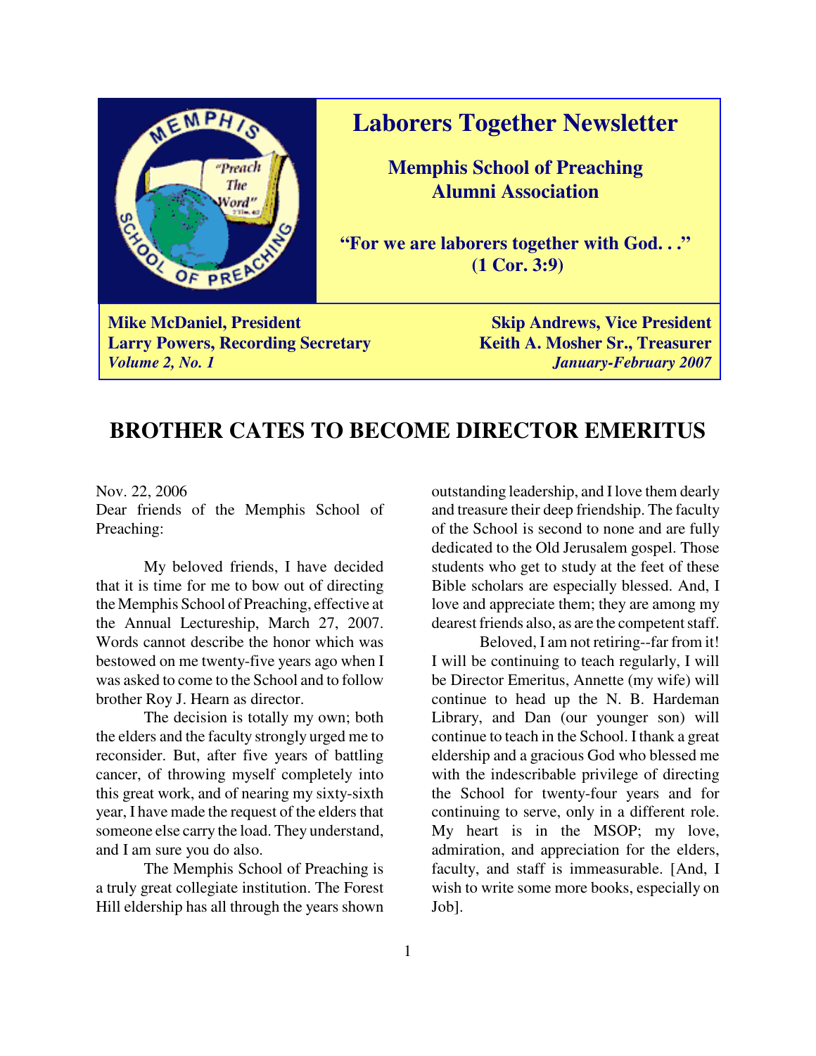# Laborers Together Newsletter

**Memphis School of Preaching Alumni Association**

**"For we are laborers together with God. . ." (1 Cor. 3:9)**

**Mike McDaniel, President** | **Skip Andrews, Vice President**
**Larry Powers, Recording Secretary** | **Keith A. Mosher Sr., Treasurer**

***Volume 2, No. 1*** | ***January-February 2007***

## BROTHER CATES TO BECOME DIRECTOR EMERITUS

Nov. 22, 2006

Dear friends of the Memphis School of Preaching:

My beloved friends, I have decided that it is time for me to bow out of directing the Memphis School of Preaching, effective at the Annual Lectureship, March 27, 2007. Words cannot describe the honor which was bestowed on me twenty-five years ago when I was asked to come to the School and to follow brother Roy J. Hearn as director.

The decision is totally my own; both the elders and the faculty strongly urged me to reconsider. But, after five years of battling cancer, of throwing myself completely into this great work, and of nearing my sixty-sixth year, I have made the request of the elders that someone else carry the load. They understand, and I am sure you do also.

The Memphis School of Preaching is a truly great collegiate institution. The Forest Hill eldership has all through the years shown outstanding leadership, and I love them dearly and treasure their deep friendship. The faculty of the School is second to none and are fully dedicated to the Old Jerusalem gospel. Those students who get to study at the feet of these Bible scholars are especially blessed. And, I love and appreciate them; they are among my dearest friends also, as are the competent staff.

Beloved, I am not retiring--far from it! I will be continuing to teach regularly, I will be Director Emeritus, Annette (my wife) will continue to head up the N. B. Hardeman Library, and Dan (our younger son) will continue to teach in the School. I thank a great eldership and a gracious God who blessed me with the indescribable privilege of directing the School for twenty-four years and for continuing to serve, only in a different role. My heart is in the MSOP; my love, admiration, and appreciation for the elders, faculty, and staff is immeasurable. [And, I wish to write some more books, especially on Job].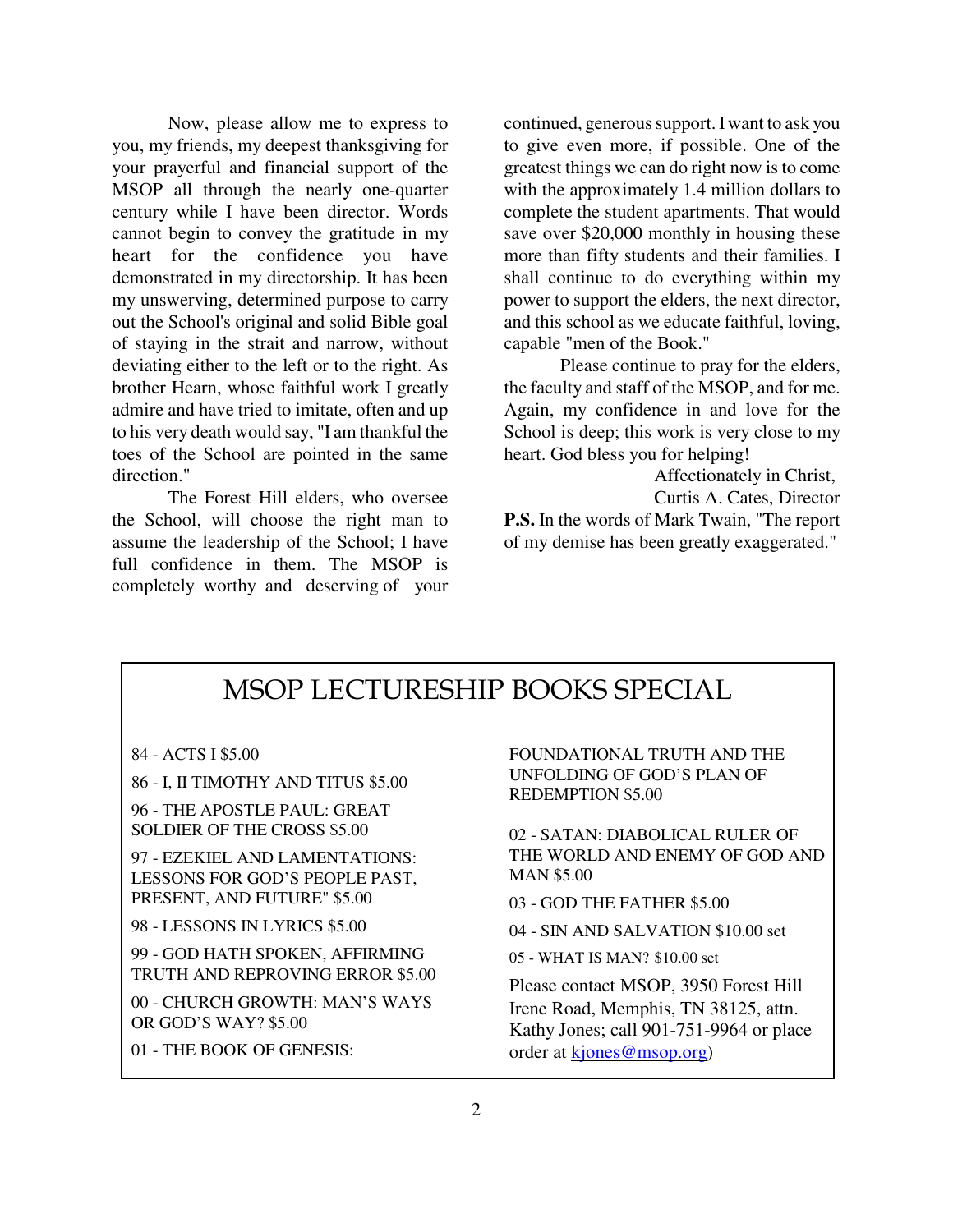Now, please allow me to express to you, my friends, my deepest thanksgiving for your prayerful and financial support of the MSOP all through the nearly one-quarter century while I have been director. Words cannot begin to convey the gratitude in my heart for the confidence you have demonstrated in my directorship. It has been my unswerving, determined purpose to carry out the School's original and solid Bible goal of staying in the strait and narrow, without deviating either to the left or to the right. As brother Hearn, whose faithful work I greatly admire and have tried to imitate, often and up to his very death would say, "I am thankful the toes of the School are pointed in the same direction."

The Forest Hill elders, who oversee the School, will choose the right man to assume the leadership of the School; I have full confidence in them. The MSOP is completely worthy and deserving of your continued, generous support. I want to ask you to give even more, if possible. One of the greatest things we can do right now is to come with the approximately 1.4 million dollars to complete the student apartments. That would save over $20,000 monthly in housing these more than fifty students and their families. I shall continue to do everything within my power to support the elders, the next director, and this school as we educate faithful, loving, capable "men of the Book."

Please continue to pray for the elders, the faculty and staff of the MSOP, and for me. Again, my confidence in and love for the School is deep; this work is very close to my heart. God bless you for helping!

Affectionately in Christ,
Curtis A. Cates, Director

**P.S.** In the words of Mark Twain, "The report of my demise has been greatly exaggerated."

## MSOP LECTURESHIP BOOKS SPECIAL

84 - ACTS I $5.00

86 - I, II TIMOTHY AND TITUS $5.00

96 - THE APOSTLE PAUL: GREAT SOLDIER OF THE CROSS $5.00

97 - EZEKIEL AND LAMENTATIONS: LESSONS FOR GOD'S PEOPLE PAST, PRESENT, AND FUTURE" $5.00

98 - LESSONS IN LYRICS $5.00

99 - GOD HATH SPOKEN, AFFIRMING TRUTH AND REPROVING ERROR $5.00

00 - CHURCH GROWTH: MAN'S WAYS OR GOD'S WAY? $5.00

01 - THE BOOK OF GENESIS: FOUNDATIONAL TRUTH AND THE UNFOLDING OF GOD'S PLAN OF REDEMPTION $5.00

02 - SATAN: DIABOLICAL RULER OF THE WORLD AND ENEMY OF GOD AND MAN $5.00

03 - GOD THE FATHER $5.00

04 - SIN AND SALVATION $10.00 set

05 - WHAT IS MAN? $10.00 set

Please contact MSOP, 3950 Forest Hill Irene Road, Memphis, TN 38125, attn. Kathy Jones; call 901-751-9964 or place order at kjones@msop.org)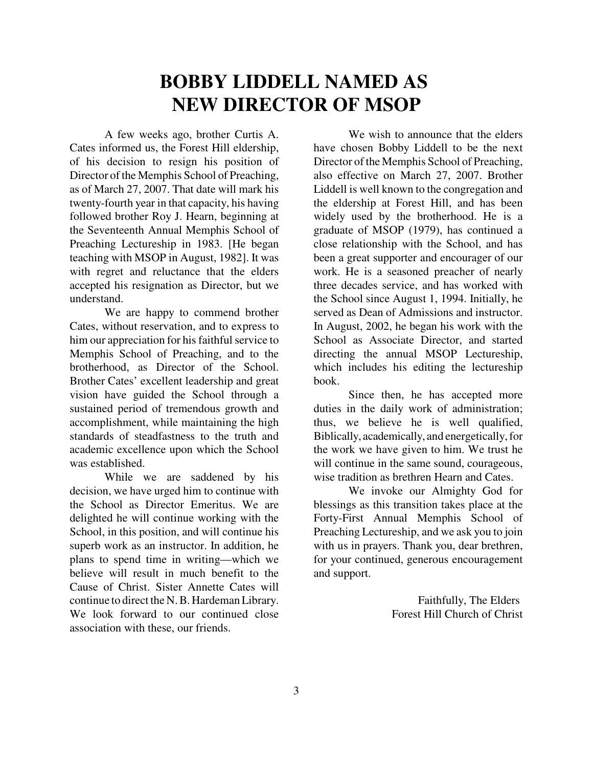# BOBBY LIDDELL NAMED AS NEW DIRECTOR OF MSOP

A few weeks ago, brother Curtis A. Cates informed us, the Forest Hill eldership, of his decision to resign his position of Director of the Memphis School of Preaching, as of March 27, 2007. That date will mark his twenty-fourth year in that capacity, his having followed brother Roy J. Hearn, beginning at the Seventeenth Annual Memphis School of Preaching Lectureship in 1983. [He began teaching with MSOP in August, 1982]. It was with regret and reluctance that the elders accepted his resignation as Director, but we understand.

We are happy to commend brother Cates, without reservation, and to express to him our appreciation for his faithful service to Memphis School of Preaching, and to the brotherhood, as Director of the School. Brother Cates' excellent leadership and great vision have guided the School through a sustained period of tremendous growth and accomplishment, while maintaining the high standards of steadfastness to the truth and academic excellence upon which the School was established.

While we are saddened by his decision, we have urged him to continue with the School as Director Emeritus. We are delighted he will continue working with the School, in this position, and will continue his superb work as an instructor. In addition, he plans to spend time in writing—which we believe will result in much benefit to the Cause of Christ. Sister Annette Cates will continue to direct the N. B. Hardeman Library. We look forward to our continued close association with these, our friends.

We wish to announce that the elders have chosen Bobby Liddell to be the next Director of the Memphis School of Preaching, also effective on March 27, 2007. Brother Liddell is well known to the congregation and the eldership at Forest Hill, and has been widely used by the brotherhood. He is a graduate of MSOP (1979), has continued a close relationship with the School, and has been a great supporter and encourager of our work. He is a seasoned preacher of nearly three decades service, and has worked with the School since August 1, 1994. Initially, he served as Dean of Admissions and instructor. In August, 2002, he began his work with the School as Associate Director, and started directing the annual MSOP Lectureship, which includes his editing the lectureship book.

Since then, he has accepted more duties in the daily work of administration; thus, we believe he is well qualified, Biblically, academically, and energetically, for the work we have given to him. We trust he will continue in the same sound, courageous, wise tradition as brethren Hearn and Cates.

We invoke our Almighty God for blessings as this transition takes place at the Forty-First Annual Memphis School of Preaching Lectureship, and we ask you to join with us in prayers. Thank you, dear brethren, for your continued, generous encouragement and support.

Faithfully, The Elders
Forest Hill Church of Christ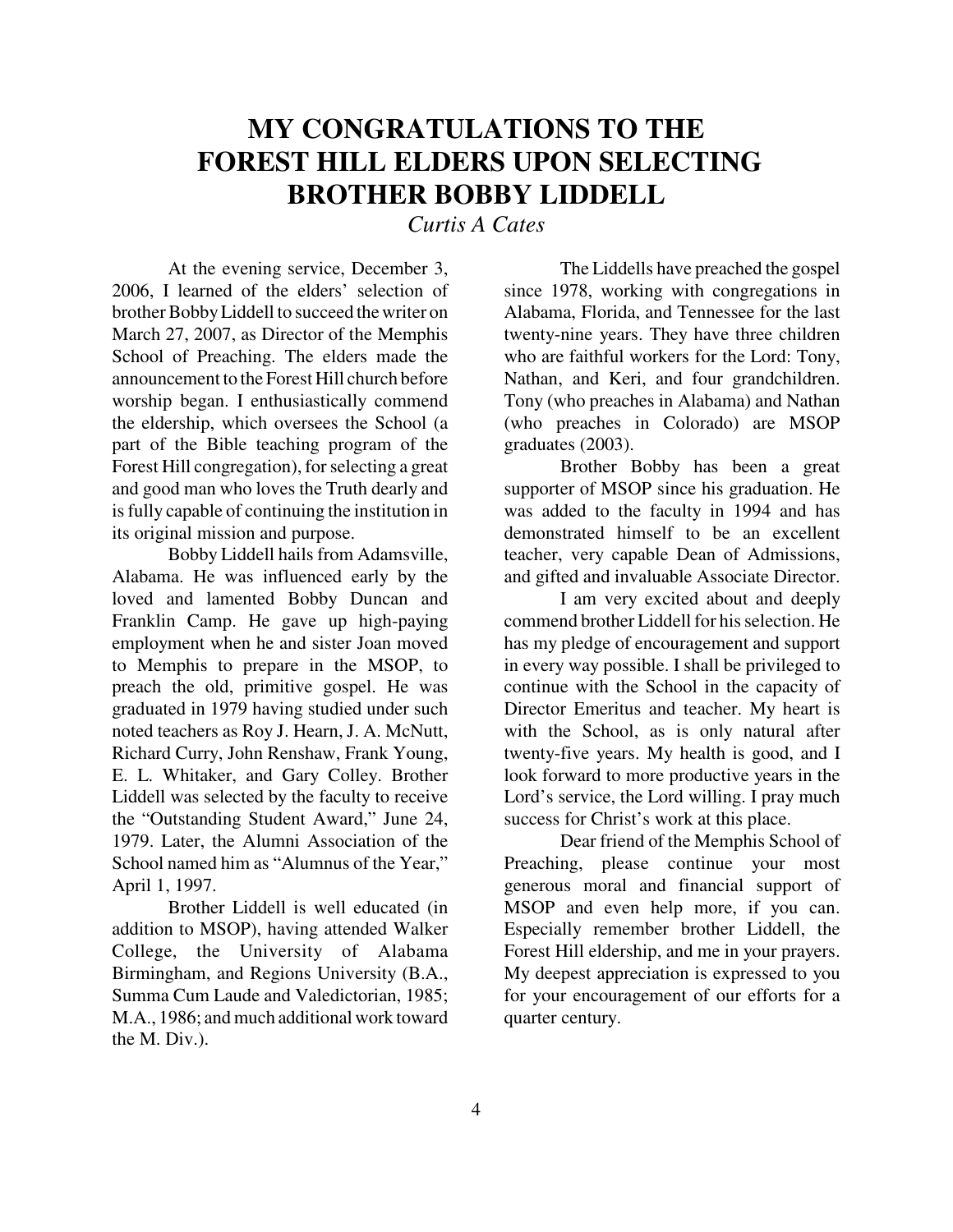# MY CONGRATULATIONS TO THE FOREST HILL ELDERS UPON SELECTING BROTHER BOBBY LIDDELL

*Curtis A Cates*

At the evening service, December 3, 2006, I learned of the elders' selection of brother Bobby Liddell to succeed the writer on March 27, 2007, as Director of the Memphis School of Preaching. The elders made the announcement to the Forest Hill church before worship began. I enthusiastically commend the eldership, which oversees the School (a part of the Bible teaching program of the Forest Hill congregation), for selecting a great and good man who loves the Truth dearly and is fully capable of continuing the institution in its original mission and purpose.

Bobby Liddell hails from Adamsville, Alabama. He was influenced early by the loved and lamented Bobby Duncan and Franklin Camp. He gave up high-paying employment when he and sister Joan moved to Memphis to prepare in the MSOP, to preach the old, primitive gospel. He was graduated in 1979 having studied under such noted teachers as Roy J. Hearn, J. A. McNutt, Richard Curry, John Renshaw, Frank Young, E. L. Whitaker, and Gary Colley. Brother Liddell was selected by the faculty to receive the "Outstanding Student Award," June 24, 1979. Later, the Alumni Association of the School named him as "Alumnus of the Year," April 1, 1997.

Brother Liddell is well educated (in addition to MSOP), having attended Walker College, the University of Alabama Birmingham, and Regions University (B.A., Summa Cum Laude and Valedictorian, 1985; M.A., 1986; and much additional work toward the M. Div.).

The Liddells have preached the gospel since 1978, working with congregations in Alabama, Florida, and Tennessee for the last twenty-nine years. They have three children who are faithful workers for the Lord: Tony, Nathan, and Keri, and four grandchildren. Tony (who preaches in Alabama) and Nathan (who preaches in Colorado) are MSOP graduates (2003).

Brother Bobby has been a great supporter of MSOP since his graduation. He was added to the faculty in 1994 and has demonstrated himself to be an excellent teacher, very capable Dean of Admissions, and gifted and invaluable Associate Director.

I am very excited about and deeply commend brother Liddell for his selection. He has my pledge of encouragement and support in every way possible. I shall be privileged to continue with the School in the capacity of Director Emeritus and teacher. My heart is with the School, as is only natural after twenty-five years. My health is good, and I look forward to more productive years in the Lord's service, the Lord willing. I pray much success for Christ's work at this place.

Dear friend of the Memphis School of Preaching, please continue your most generous moral and financial support of MSOP and even help more, if you can. Especially remember brother Liddell, the Forest Hill eldership, and me in your prayers. My deepest appreciation is expressed to you for your encouragement of our efforts for a quarter century.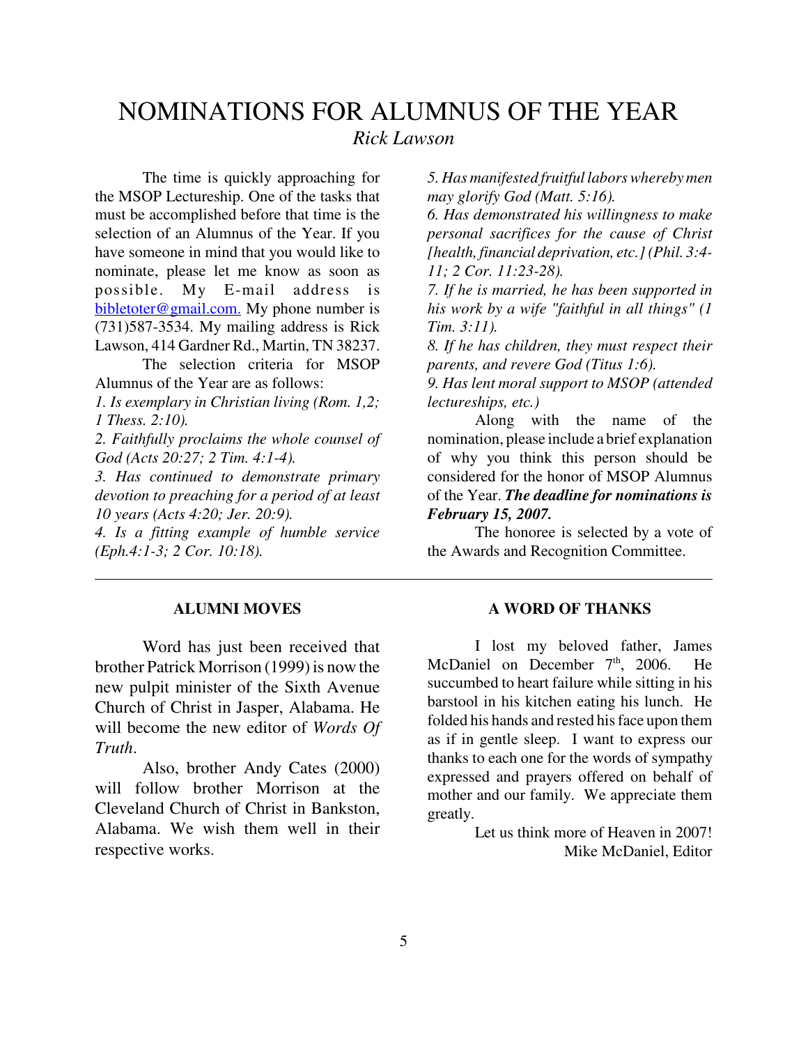# NOMINATIONS FOR ALUMNUS OF THE YEAR

*Rick Lawson*

The time is quickly approaching for the MSOP Lectureship. One of the tasks that must be accomplished before that time is the selection of an Alumnus of the Year. If you have someone in mind that you would like to nominate, please let me know as soon as possible. My E-mail address is bibletoter@gmail.com. My phone number is (731)587-3534. My mailing address is Rick Lawson, 414 Gardner Rd., Martin, TN 38237.

The selection criteria for MSOP Alumnus of the Year are as follows:

*1. Is exemplary in Christian living (Rom. 1,2; 1 Thess. 2:10).*

*2. Faithfully proclaims the whole counsel of God (Acts 20:27; 2 Tim. 4:1-4).*

*3. Has continued to demonstrate primary devotion to preaching for a period of at least 10 years (Acts 4:20; Jer. 20:9).*

*4. Is a fitting example of humble service (Eph.4:1-3; 2 Cor. 10:18).*

*5. Has manifested fruitful labors whereby men may glorify God (Matt. 5:16).*

*6. Has demonstrated his willingness to make personal sacrifices for the cause of Christ [health, financial deprivation, etc.] (Phil. 3:4-11; 2 Cor. 11:23-28).*

*7. If he is married, he has been supported in his work by a wife "faithful in all things" (1 Tim. 3:11).*

*8. If he has children, they must respect their parents, and revere God (Titus 1:6).*

*9. Has lent moral support to MSOP (attended lectureships, etc.)*

Along with the name of the nomination, please include a brief explanation of why you think this person should be considered for the honor of MSOP Alumnus of the Year. ***The deadline for nominations is February 15, 2007.***

The honoree is selected by a vote of the Awards and Recognition Committee.

---

## ALUMNI MOVES

Word has just been received that brother Patrick Morrison (1999) is now the new pulpit minister of the Sixth Avenue Church of Christ in Jasper, Alabama. He will become the new editor of *Words Of Truth*.

Also, brother Andy Cates (2000) will follow brother Morrison at the Cleveland Church of Christ in Bankston, Alabama. We wish them well in their respective works.

## A WORD OF THANKS

I lost my beloved father, James McDaniel on December 7th, 2006. He succumbed to heart failure while sitting in his barstool in his kitchen eating his lunch. He folded his hands and rested his face upon them as if in gentle sleep. I want to express our thanks to each one for the words of sympathy expressed and prayers offered on behalf of mother and our family. We appreciate them greatly.

Let us think more of Heaven in 2007!

Mike McDaniel, Editor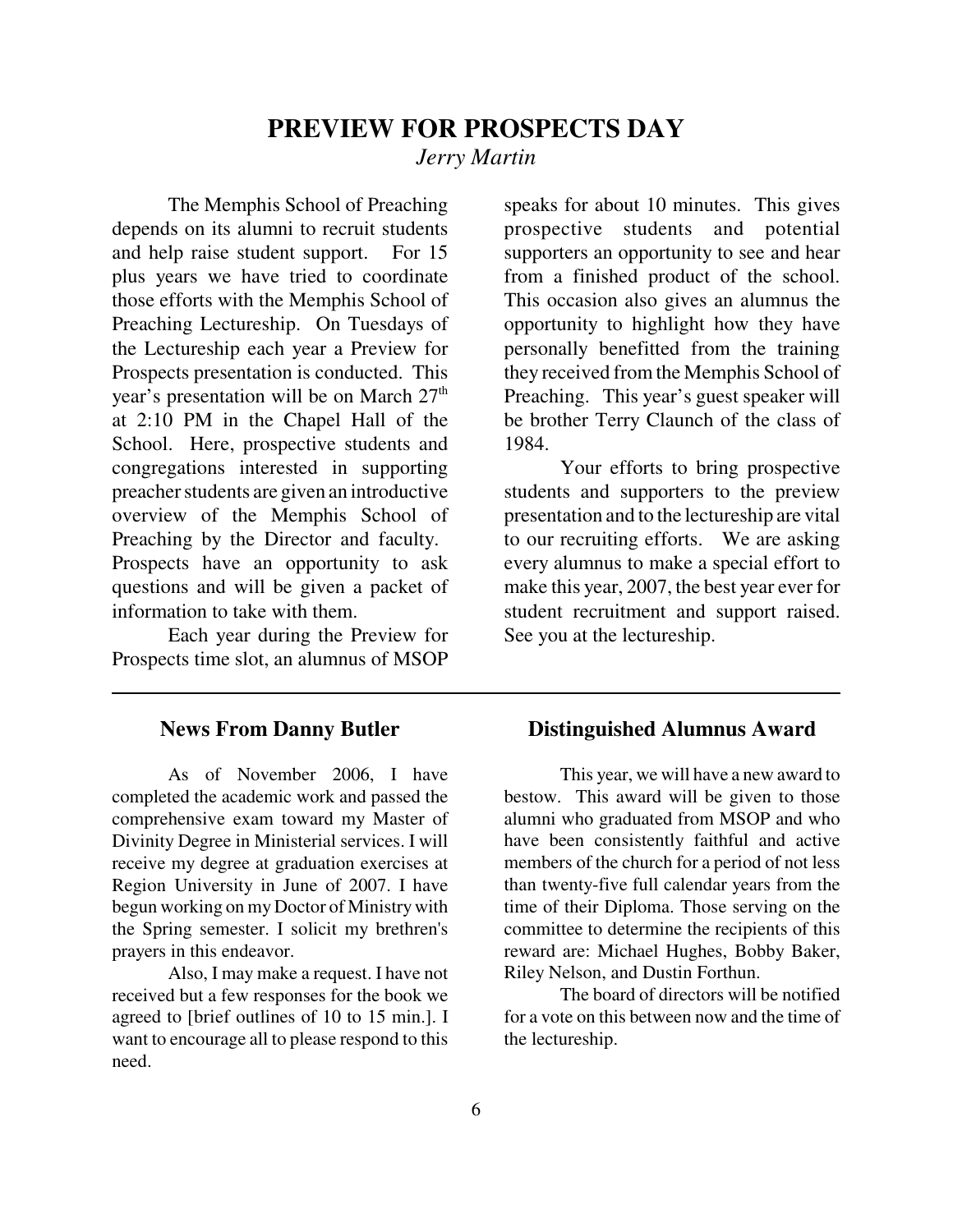# PREVIEW FOR PROSPECTS DAY

*Jerry Martin*

The Memphis School of Preaching depends on its alumni to recruit students and help raise student support. For 15 plus years we have tried to coordinate those efforts with the Memphis School of Preaching Lectureship. On Tuesdays of the Lectureship each year a Preview for Prospects presentation is conducted. This year's presentation will be on March 27th at 2:10 PM in the Chapel Hall of the School. Here, prospective students and congregations interested in supporting preacher students are given an introductive overview of the Memphis School of Preaching by the Director and faculty. Prospects have an opportunity to ask questions and will be given a packet of information to take with them.

Each year during the Preview for Prospects time slot, an alumnus of MSOP speaks for about 10 minutes. This gives prospective students and potential supporters an opportunity to see and hear from a finished product of the school. This occasion also gives an alumnus the opportunity to highlight how they have personally benefitted from the training they received from the Memphis School of Preaching. This year's guest speaker will be brother Terry Claunch of the class of 1984.

Your efforts to bring prospective students and supporters to the preview presentation and to the lectureship are vital to our recruiting efforts. We are asking every alumnus to make a special effort to make this year, 2007, the best year ever for student recruitment and support raised. See you at the lectureship.

---

## News From Danny Butler

As of November 2006, I have completed the academic work and passed the comprehensive exam toward my Master of Divinity Degree in Ministerial services. I will receive my degree at graduation exercises at Region University in June of 2007. I have begun working on my Doctor of Ministry with the Spring semester. I solicit my brethren's prayers in this endeavor.

Also, I may make a request. I have not received but a few responses for the book we agreed to [brief outlines of 10 to 15 min.]. I want to encourage all to please respond to this need.

## Distinguished Alumnus Award

This year, we will have a new award to bestow. This award will be given to those alumni who graduated from MSOP and who have been consistently faithful and active members of the church for a period of not less than twenty-five full calendar years from the time of their Diploma. Those serving on the committee to determine the recipients of this reward are: Michael Hughes, Bobby Baker, Riley Nelson, and Dustin Forthun.

The board of directors will be notified for a vote on this between now and the time of the lectureship.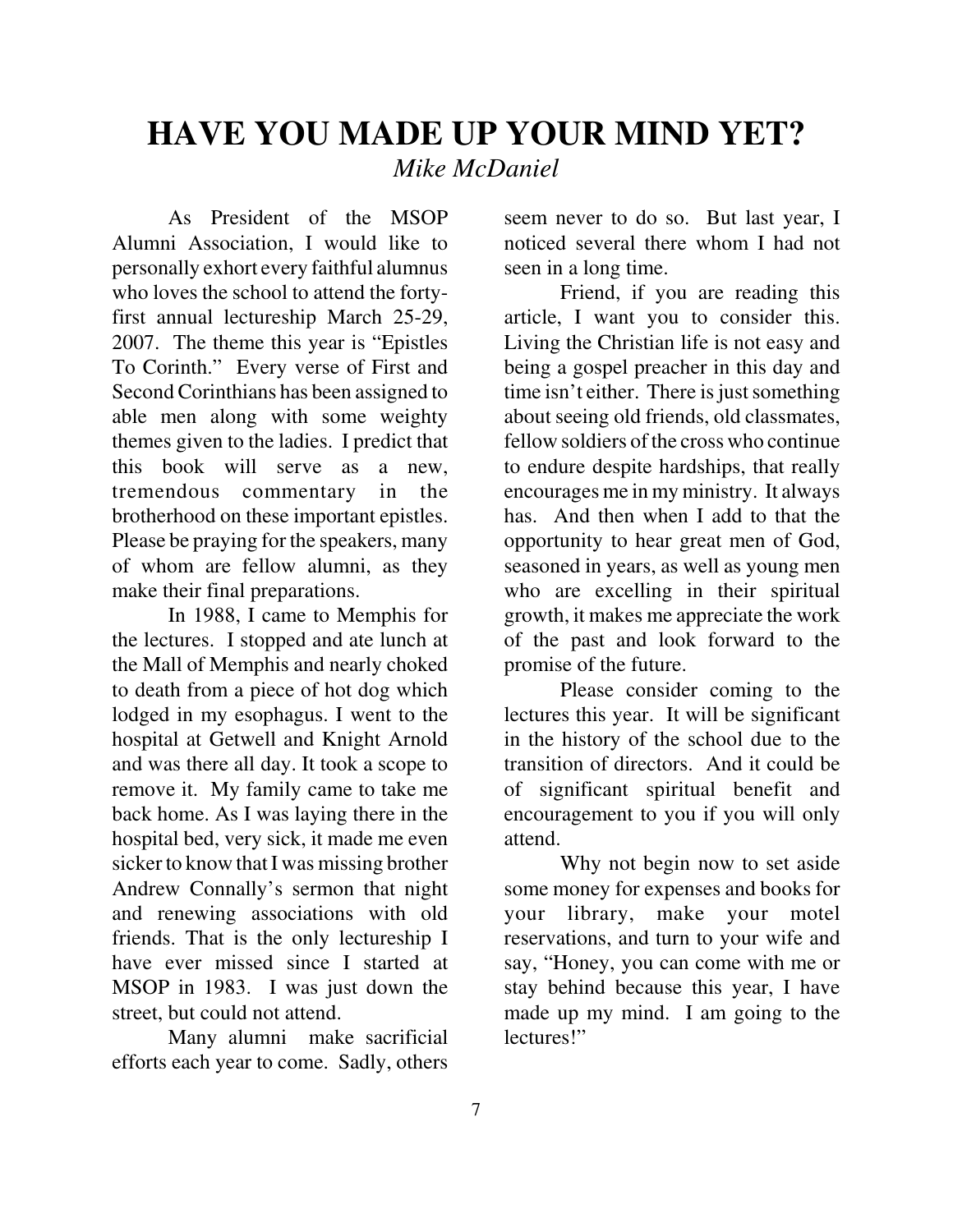# HAVE YOU MADE UP YOUR MIND YET?

*Mike McDaniel*

As President of the MSOP Alumni Association, I would like to personally exhort every faithful alumnus who loves the school to attend the forty-first annual lectureship March 25-29, 2007. The theme this year is "Epistles To Corinth." Every verse of First and Second Corinthians has been assigned to able men along with some weighty themes given to the ladies. I predict that this book will serve as a new, tremendous commentary in the brotherhood on these important epistles. Please be praying for the speakers, many of whom are fellow alumni, as they make their final preparations.

In 1988, I came to Memphis for the lectures. I stopped and ate lunch at the Mall of Memphis and nearly choked to death from a piece of hot dog which lodged in my esophagus. I went to the hospital at Getwell and Knight Arnold and was there all day. It took a scope to remove it. My family came to take me back home. As I was laying there in the hospital bed, very sick, it made me even sicker to know that I was missing brother Andrew Connally's sermon that night and renewing associations with old friends. That is the only lectureship I have ever missed since I started at MSOP in 1983. I was just down the street, but could not attend.

Many alumni make sacrificial efforts each year to come. Sadly, others seem never to do so. But last year, I noticed several there whom I had not seen in a long time.

Friend, if you are reading this article, I want you to consider this. Living the Christian life is not easy and being a gospel preacher in this day and time isn't either. There is just something about seeing old friends, old classmates, fellow soldiers of the cross who continue to endure despite hardships, that really encourages me in my ministry. It always has. And then when I add to that the opportunity to hear great men of God, seasoned in years, as well as young men who are excelling in their spiritual growth, it makes me appreciate the work of the past and look forward to the promise of the future.

Please consider coming to the lectures this year. It will be significant in the history of the school due to the transition of directors. And it could be of significant spiritual benefit and encouragement to you if you will only attend.

Why not begin now to set aside some money for expenses and books for your library, make your motel reservations, and turn to your wife and say, "Honey, you can come with me or stay behind because this year, I have made up my mind. I am going to the lectures!"